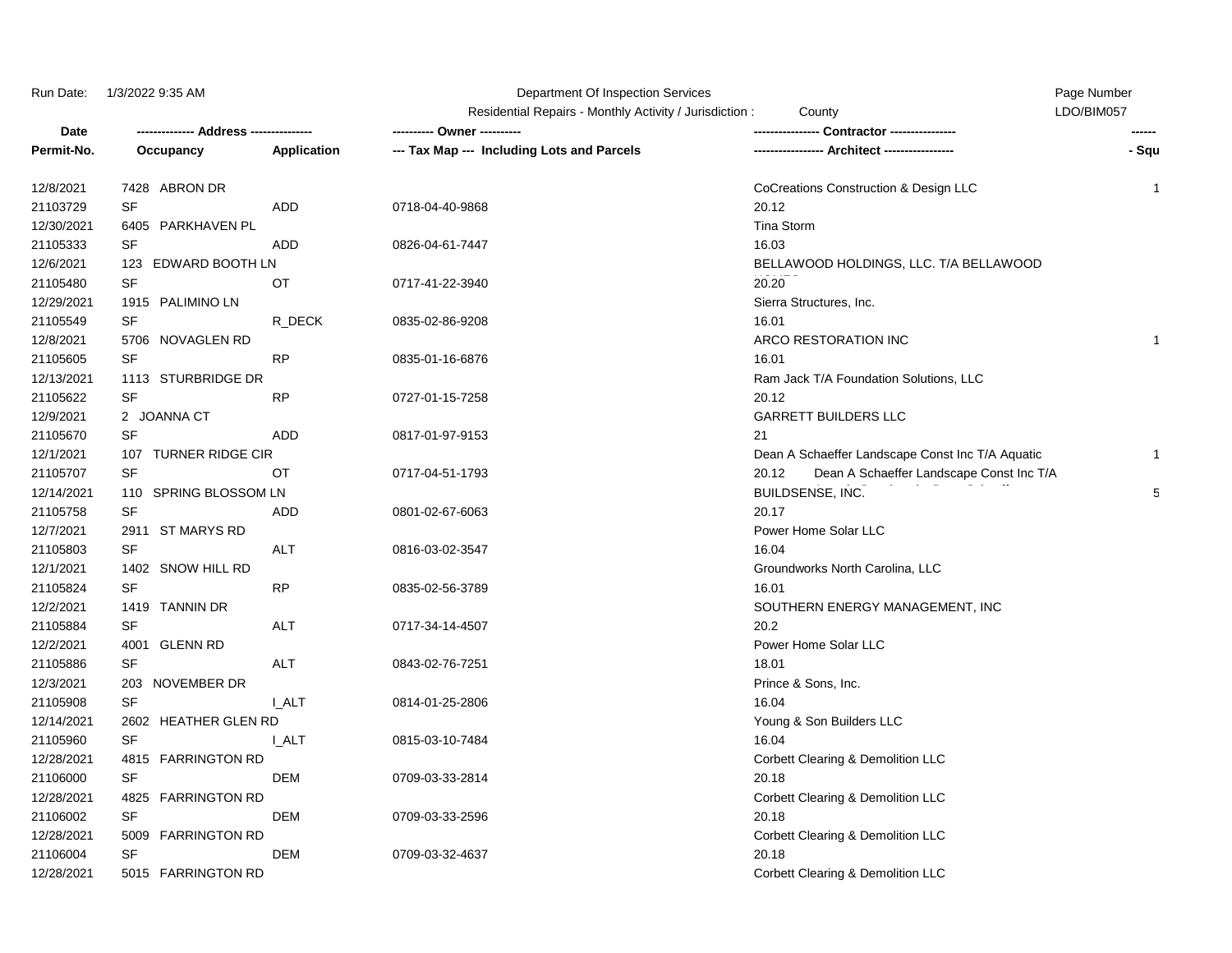Department Of Inspection Services

Residential Repairs - Monthly Activity / Jurisdiction : County

Run Date: 1/3/2022 9:35 AM

LDO/BIM057

| Date / Permit-No. | -------------- Address -------------- Occupancy | Application | ---------- Owner ---------- / --- Tax Map --- Including Lots and Parcels | ---------------- Contractor ---------------- / ----------------- Architect ----------------- | ------ - Squ |
|---|---|---|---|---|---|
| 12/8/2021 | 7428 ABRON DR | | | CoCreations Construction & Design LLC | 1 |
| 21103729 | SF | ADD | 0718-04-40-9868 | 20.12 | |
| 12/30/2021 | 6405 PARKHAVEN PL | | | Tina Storm | |
| 21105333 | SF | ADD | 0826-04-61-7447 | 16.03 | |
| 12/6/2021 | 123 EDWARD BOOTH LN | | | BELLAWOOD HOLDINGS, LLC. T/A BELLAWOOD | |
| 21105480 | SF | OT | 0717-41-22-3940 | 20.20 | |
| 12/29/2021 | 1915 PALIMINO LN | | | Sierra Structures, Inc. | |
| 21105549 | SF | R_DECK | 0835-02-86-9208 | 16.01 | |
| 12/8/2021 | 5706 NOVAGLEN RD | | | ARCO RESTORATION INC | 1 |
| 21105605 | SF | RP | 0835-01-16-6876 | 16.01 | |
| 12/13/2021 | 1113 STURBRIDGE DR | | | Ram Jack T/A Foundation Solutions, LLC | |
| 21105622 | SF | RP | 0727-01-15-7258 | 20.12 | |
| 12/9/2021 | 2 JOANNA CT | | | GARRETT BUILDERS LLC | |
| 21105670 | SF | ADD | 0817-01-97-9153 | 21 | |
| 12/1/2021 | 107 TURNER RIDGE CIR | | | Dean A Schaeffer Landscape Const Inc T/A Aquatic | 1 |
| 21105707 | SF | OT | 0717-04-51-1793 | 20.12 Dean A Schaeffer Landscape Const Inc T/A | |
| 12/14/2021 | 110 SPRING BLOSSOM LN | | | BUILDSENSE, INC. | 5 |
| 21105758 | SF | ADD | 0801-02-67-6063 | 20.17 | |
| 12/7/2021 | 2911 ST MARYS RD | | | Power Home Solar LLC | |
| 21105803 | SF | ALT | 0816-03-02-3547 | 16.04 | |
| 12/1/2021 | 1402 SNOW HILL RD | | | Groundworks North Carolina, LLC | |
| 21105824 | SF | RP | 0835-02-56-3789 | 16.01 | |
| 12/2/2021 | 1419 TANNIN DR | | | SOUTHERN ENERGY MANAGEMENT, INC | |
| 21105884 | SF | ALT | 0717-34-14-4507 | 20.2 | |
| 12/2/2021 | 4001 GLENN RD | | | Power Home Solar LLC | |
| 21105886 | SF | ALT | 0843-02-76-7251 | 18.01 | |
| 12/3/2021 | 203 NOVEMBER DR | | | Prince & Sons, Inc. | |
| 21105908 | SF | I_ALT | 0814-01-25-2806 | 16.04 | |
| 12/14/2021 | 2602 HEATHER GLEN RD | | | Young & Son Builders LLC | |
| 21105960 | SF | I_ALT | 0815-03-10-7484 | 16.04 | |
| 12/28/2021 | 4815 FARRINGTON RD | | | Corbett Clearing & Demolition LLC | |
| 21106000 | SF | DEM | 0709-03-33-2814 | 20.18 | |
| 12/28/2021 | 4825 FARRINGTON RD | | | Corbett Clearing & Demolition LLC | |
| 21106002 | SF | DEM | 0709-03-33-2596 | 20.18 | |
| 12/28/2021 | 5009 FARRINGTON RD | | | Corbett Clearing & Demolition LLC | |
| 21106004 | SF | DEM | 0709-03-32-4637 | 20.18 | |
| 12/28/2021 | 5015 FARRINGTON RD | | | Corbett Clearing & Demolition LLC | |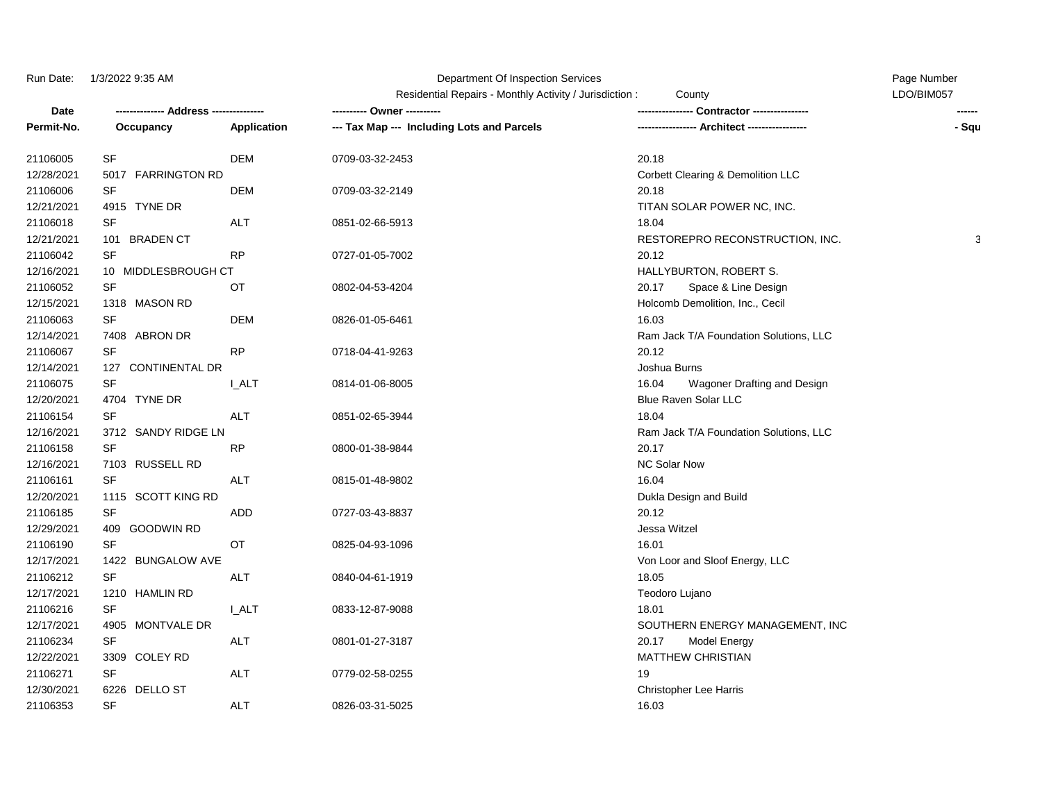Run Date: 1/3/2022 9:35 AM

Department Of Inspection Services

Residential Repairs - Monthly Activity / Jurisdiction : County

Page Number LDO/BIM057

| Date / Permit-No. | ------------- Address --------------- / Occupancy | Application | ---------- Owner ---------- / --- Tax Map --- Including Lots and Parcels | --------------- Contractor --------------- / ---------------- Architect ---------------- | ------ / - Squ |
|---|---|---|---|---|---|
| 21106005 | SF | DEM | 0709-03-32-2453 | 20.18 | |
| 12/28/2021 | 5017 FARRINGTON RD | | | Corbett Clearing & Demolition LLC | |
| 21106006 | SF | DEM | 0709-03-32-2149 | 20.18 | |
| 12/21/2021 | 4915 TYNE DR | | | TITAN SOLAR POWER NC, INC. | |
| 21106018 | SF | ALT | 0851-02-66-5913 | 18.04 | |
| 12/21/2021 | 101 BRADEN CT | | | RESTOREPRO RECONSTRUCTION, INC. | 3 |
| 21106042 | SF | RP | 0727-01-05-7002 | 20.12 | |
| 12/16/2021 | 10 MIDDLESBROUGH CT | | | HALLYBURTON, ROBERT S. | |
| 21106052 | SF | OT | 0802-04-53-4204 | 20.17 Space & Line Design | |
| 12/15/2021 | 1318 MASON RD | | | Holcomb Demolition, Inc., Cecil | |
| 21106063 | SF | DEM | 0826-01-05-6461 | 16.03 | |
| 12/14/2021 | 7408 ABRON DR | | | Ram Jack T/A Foundation Solutions, LLC | |
| 21106067 | SF | RP | 0718-04-41-9263 | 20.12 | |
| 12/14/2021 | 127 CONTINENTAL DR | | | Joshua Burns | |
| 21106075 | SF | I_ALT | 0814-01-06-8005 | 16.04 Wagoner Drafting and Design | |
| 12/20/2021 | 4704 TYNE DR | | | Blue Raven Solar LLC | |
| 21106154 | SF | ALT | 0851-02-65-3944 | 18.04 | |
| 12/16/2021 | 3712 SANDY RIDGE LN | | | Ram Jack T/A Foundation Solutions, LLC | |
| 21106158 | SF | RP | 0800-01-38-9844 | 20.17 | |
| 12/16/2021 | 7103 RUSSELL RD | | | NC Solar Now | |
| 21106161 | SF | ALT | 0815-01-48-9802 | 16.04 | |
| 12/20/2021 | 1115 SCOTT KING RD | | | Dukla Design and Build | |
| 21106185 | SF | ADD | 0727-03-43-8837 | 20.12 | |
| 12/29/2021 | 409 GOODWIN RD | | | Jessa Witzel | |
| 21106190 | SF | OT | 0825-04-93-1096 | 16.01 | |
| 12/17/2021 | 1422 BUNGALOW AVE | | | Von Loor and Sloof Energy, LLC | |
| 21106212 | SF | ALT | 0840-04-61-1919 | 18.05 | |
| 12/17/2021 | 1210 HAMLIN RD | | | Teodoro Lujano | |
| 21106216 | SF | I_ALT | 0833-12-87-9088 | 18.01 | |
| 12/17/2021 | 4905 MONTVALE DR | | | SOUTHERN ENERGY MANAGEMENT, INC | |
| 21106234 | SF | ALT | 0801-01-27-3187 | 20.17 Model Energy | |
| 12/22/2021 | 3309 COLEY RD | | | MATTHEW CHRISTIAN | |
| 21106271 | SF | ALT | 0779-02-58-0255 | 19 | |
| 12/30/2021 | 6226 DELLO ST | | | Christopher Lee Harris | |
| 21106353 | SF | ALT | 0826-03-31-5025 | 16.03 | |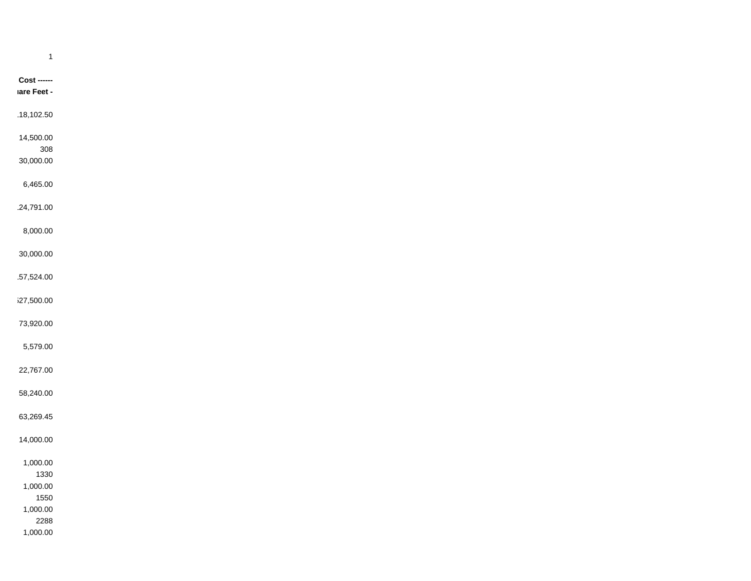| 1 |
| --- |
| **Cost ------** |
| **ıare Feet -** |
| .18,102.50 |
| 14,500.00 |
| 308 |
| 30,000.00 |
| 6,465.00 |
| .24,791.00 |
| 8,000.00 |
| 30,000.00 |
| .57,524.00 |
| ;27,500.00 |
| 73,920.00 |
| 5,579.00 |
| 22,767.00 |
| 58,240.00 |
| 63,269.45 |
| 14,000.00 |
| 1,000.00 |
| 1330 |
| 1,000.00 |
| 1550 |
| 1,000.00 |
| 2288 |
| 1,000.00 |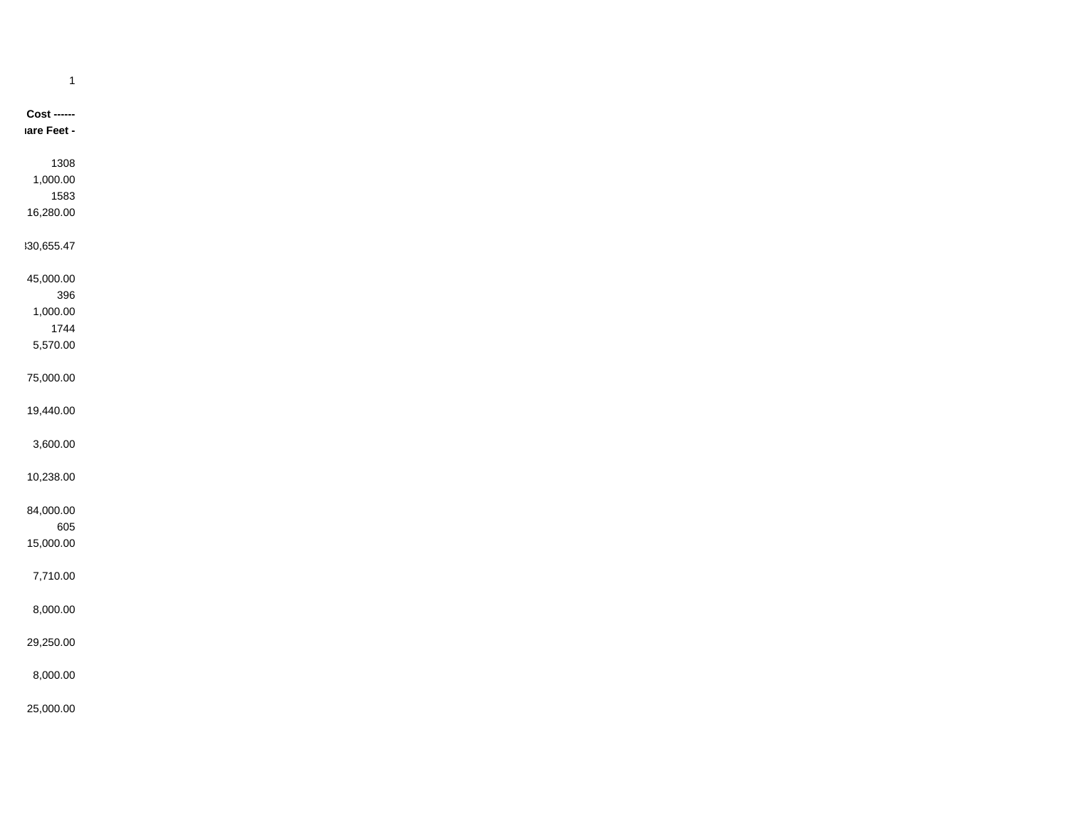| 1 |
| --- |
| **Cost ------** |
| **ıare Feet -** |
| |
| 1308 |
| 1,000.00 |
| 1583 |
| 16,280.00 |
| |
| ɜ30,655.47 |
| |
| 45,000.00 |
| 396 |
| 1,000.00 |
| 1744 |
| 5,570.00 |
| |
| 75,000.00 |
| |
| 19,440.00 |
| |
| 3,600.00 |
| |
| 10,238.00 |
| |
| 84,000.00 |
| 605 |
| 15,000.00 |
| |
| 7,710.00 |
| |
| 8,000.00 |
| |
| 29,250.00 |
| |
| 8,000.00 |
| |
| 25,000.00 |